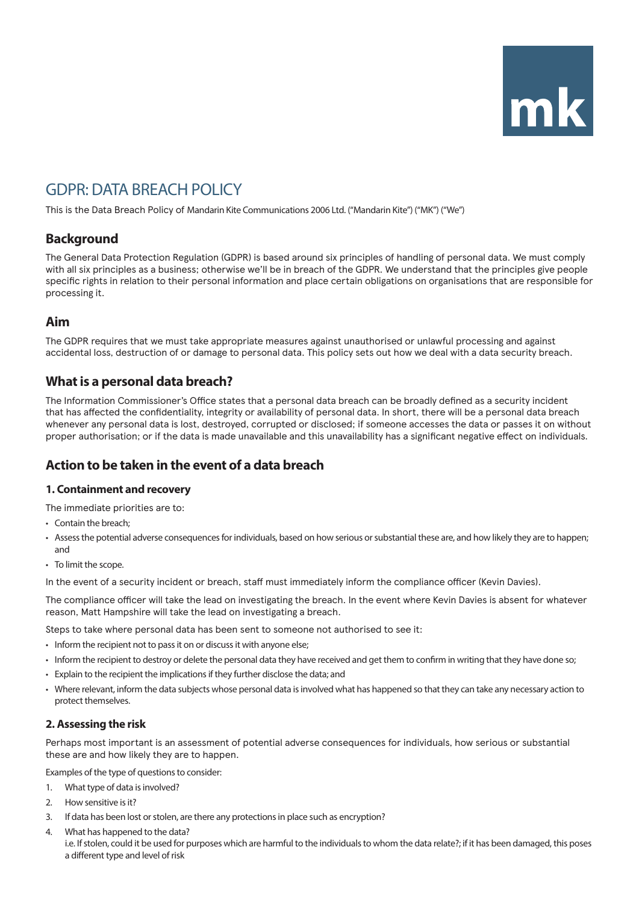mk

# GDPR: DATA BREACH POLICY

This is the Data Breach Policy of Mandarin Kite Communications 2006 Ltd. ("Mandarin Kite") ("MK") ("We")

## Background

The General Data Protection Regulation (GDPR) is based around six principles of handling of personal data. We must comply with all six principles as a business; otherwise we'll be in breach of the GDPR. We understand that the principles give people specific rights in relation to their personal information and place certain obligations on organisations that are responsible for processing it.

## Aim

The GDPR requires that we must take appropriate measures against unauthorised or unlawful processing and against accidental loss, destruction of or damage to personal data. This policy sets out how we deal with a data security breach.

## What is a personal data breach?

The Information Commissioner's Office states that a personal data breach can be broadly defined as a security incident that has affected the confidentiality, integrity or availability of personal data. In short, there will be a personal data breach whenever any personal data is lost, destroyed, corrupted or disclosed; if someone accesses the data or passes it on without proper authorisation; or if the data is made unavailable and this unavailability has a significant negative effect on individuals.

## Action to be taken in the event of a data breach

### 1. Containment and recovery

The immediate priorities are to:

- Contain the breach;
- Assess the potential adverse consequences for individuals, based on how serious or substantial these are, and how likely they are to happen; and
- To limit the scope.

In the event of a security incident or breach, staff must immediately inform the compliance officer (Kevin Davies).

The compliance officer will take the lead on investigating the breach. In the event where Kevin Davies is absent for whatever reason, Matt Hampshire will take the lead on investigating a breach.

Steps to take where personal data has been sent to someone not authorised to see it:

- Inform the recipient not to pass it on or discuss it with anyone else;
- Inform the recipient to destroy or delete the personal data they have received and get them to confirm in writing that they have done so;
- Explain to the recipient the implications if they further disclose the data; and
- Where relevant, inform the data subjects whose personal data is involved what has happened so that they can take any necessary action to protect themselves.

### 2. Assessing the risk

Perhaps most important is an assessment of potential adverse consequences for individuals, how serious or substantial these are and how likely they are to happen.

Examples of the type of questions to consider:

1. What type of data is involved?
2. How sensitive is it?
3. If data has been lost or stolen, are there any protections in place such as encryption?
4. What has happened to the data?
   i.e. If stolen, could it be used for purposes which are harmful to the individuals to whom the data relate?; if it has been damaged, this poses a different type and level of risk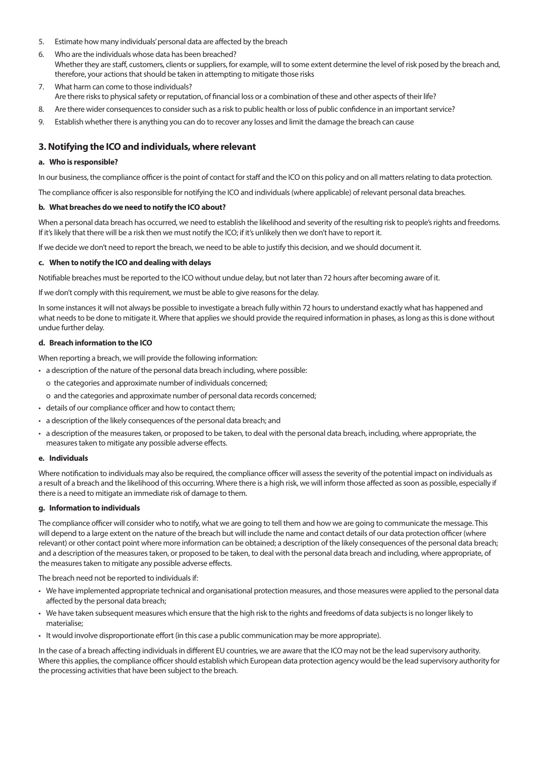5. Estimate how many individuals' personal data are affected by the breach
6. Who are the individuals whose data has been breached?
   Whether they are staff, customers, clients or suppliers, for example, will to some extent determine the level of risk posed by the breach and, therefore, your actions that should be taken in attempting to mitigate those risks
7. What harm can come to those individuals?
   Are there risks to physical safety or reputation, of financial loss or a combination of these and other aspects of their life?
8. Are there wider consequences to consider such as a risk to public health or loss of public confidence in an important service?
9. Establish whether there is anything you can do to recover any losses and limit the damage the breach can cause

## 3. Notifying the ICO and individuals, where relevant

### a. Who is responsible?

In our business, the compliance officer is the point of contact for staff and the ICO on this policy and on all matters relating to data protection.

The compliance officer is also responsible for notifying the ICO and individuals (where applicable) of relevant personal data breaches.

### b. What breaches do we need to notify the ICO about?

When a personal data breach has occurred, we need to establish the likelihood and severity of the resulting risk to people's rights and freedoms. If it's likely that there will be a risk then we must notify the ICO; if it's unlikely then we don't have to report it.

If we decide we don't need to report the breach, we need to be able to justify this decision, and we should document it.

### c. When to notify the ICO and dealing with delays

Notifiable breaches must be reported to the ICO without undue delay, but not later than 72 hours after becoming aware of it.

If we don't comply with this requirement, we must be able to give reasons for the delay.

In some instances it will not always be possible to investigate a breach fully within 72 hours to understand exactly what has happened and what needs to be done to mitigate it. Where that applies we should provide the required information in phases, as long as this is done without undue further delay.

### d. Breach information to the ICO

When reporting a breach, we will provide the following information:

- a description of the nature of the personal data breach including, where possible:
  - o the categories and approximate number of individuals concerned;
  - o and the categories and approximate number of personal data records concerned;
- details of our compliance officer and how to contact them;
- a description of the likely consequences of the personal data breach; and
- a description of the measures taken, or proposed to be taken, to deal with the personal data breach, including, where appropriate, the measures taken to mitigate any possible adverse effects.

### e. Individuals

Where notification to individuals may also be required, the compliance officer will assess the severity of the potential impact on individuals as a result of a breach and the likelihood of this occurring. Where there is a high risk, we will inform those affected as soon as possible, especially if there is a need to mitigate an immediate risk of damage to them.

### g. Information to individuals

The compliance officer will consider who to notify, what we are going to tell them and how we are going to communicate the message. This will depend to a large extent on the nature of the breach but will include the name and contact details of our data protection officer (where relevant) or other contact point where more information can be obtained; a description of the likely consequences of the personal data breach; and a description of the measures taken, or proposed to be taken, to deal with the personal data breach and including, where appropriate, of the measures taken to mitigate any possible adverse effects.

The breach need not be reported to individuals if:

- We have implemented appropriate technical and organisational protection measures, and those measures were applied to the personal data affected by the personal data breach;
- We have taken subsequent measures which ensure that the high risk to the rights and freedoms of data subjects is no longer likely to materialise;
- It would involve disproportionate effort (in this case a public communication may be more appropriate).

In the case of a breach affecting individuals in different EU countries, we are aware that the ICO may not be the lead supervisory authority. Where this applies, the compliance officer should establish which European data protection agency would be the lead supervisory authority for the processing activities that have been subject to the breach.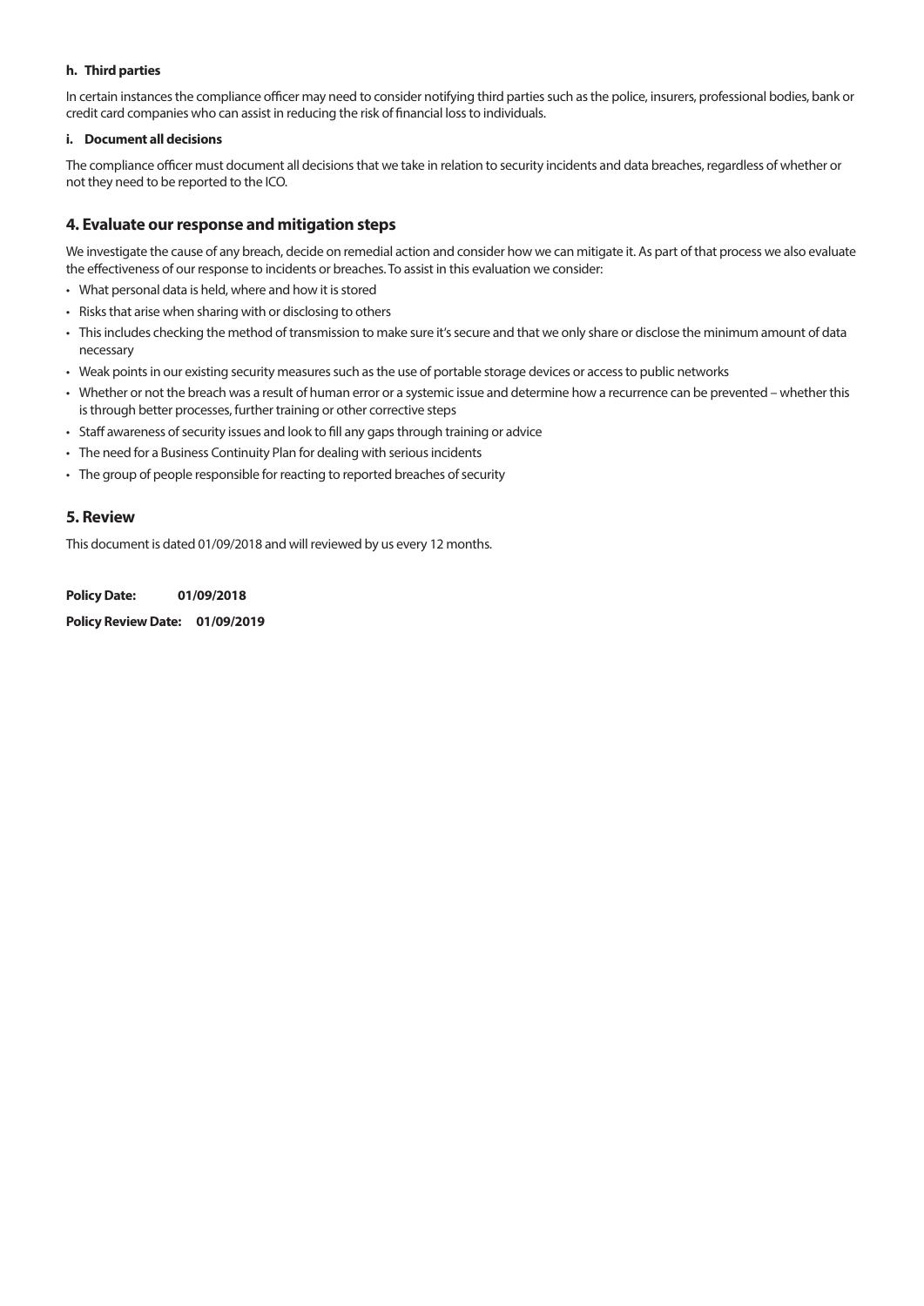#### h. Third parties

In certain instances the compliance officer may need to consider notifying third parties such as the police, insurers, professional bodies, bank or credit card companies who can assist in reducing the risk of financial loss to individuals.

#### i. Document all decisions

The compliance officer must document all decisions that we take in relation to security incidents and data breaches, regardless of whether or not they need to be reported to the ICO.

## 4. Evaluate our response and mitigation steps

We investigate the cause of any breach, decide on remedial action and consider how we can mitigate it. As part of that process we also evaluate the effectiveness of our response to incidents or breaches. To assist in this evaluation we consider:

- What personal data is held, where and how it is stored
- Risks that arise when sharing with or disclosing to others
- This includes checking the method of transmission to make sure it's secure and that we only share or disclose the minimum amount of data necessary
- Weak points in our existing security measures such as the use of portable storage devices or access to public networks
- Whether or not the breach was a result of human error or a systemic issue and determine how a recurrence can be prevented – whether this is through better processes, further training or other corrective steps
- Staff awareness of security issues and look to fill any gaps through training or advice
- The need for a Business Continuity Plan for dealing with serious incidents
- The group of people responsible for reacting to reported breaches of security

## 5. Review

This document is dated 01/09/2018 and will reviewed by us every 12 months.

**Policy Date: 01/09/2018**

**Policy Review Date: 01/09/2019**